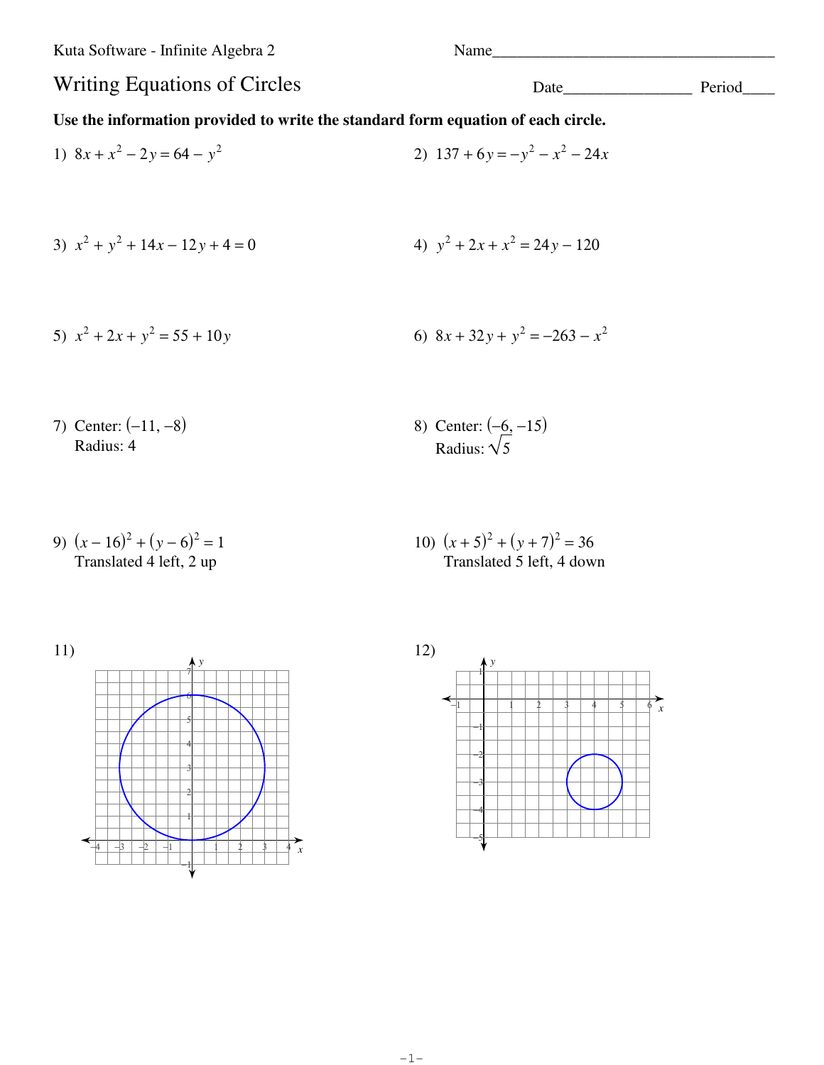Kuta Software - Infinite Algebra 2

Name________________________________

# Writing Equations of Circles

Date________________ Period____

**Use the information provided to write the standard form equation of each circle.**

1) $8x + x^2 - 2y = 64 - y^2$

2) $137 + 6y = -y^2 - x^2 - 24x$

3) $x^2 + y^2 + 14x - 12y + 4 = 0$

4) $y^2 + 2x + x^2 = 24y - 120$

5) $x^2 + 2x + y^2 = 55 + 10y$

6) $8x + 32y + y^2 = -263 - x^2$

7) Center: $(-11, -8)$
Radius: 4

8) Center: $(-6, -15)$
Radius: $\sqrt{5}$

9) $(x - 16)^2 + (y - 6)^2 = 1$
Translated 4 left, 2 up

10) $(x + 5)^2 + (y + 7)^2 = 36$
Translated 5 left, 4 down

11)

12)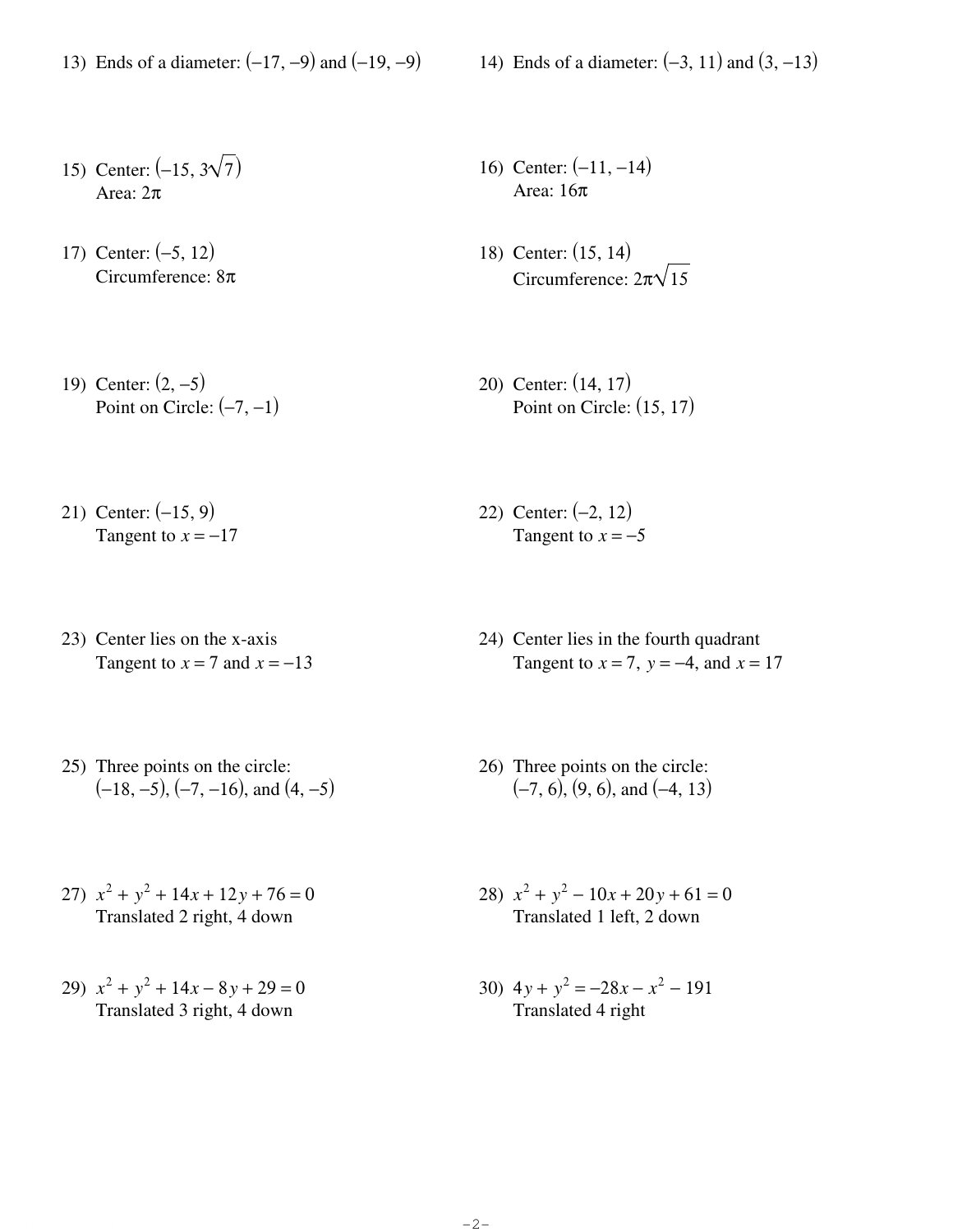13) Ends of a diameter: $(-17, -9)$ and $(-19, -9)$

14) Ends of a diameter: $(-3, 11)$ and $(3, -13)$

15) Center: $(-15, 3\sqrt{7})$
Area: $2\pi$

16) Center: $(-11, -14)$
Area: $16\pi$

17) Center: $(-5, 12)$
Circumference: $8\pi$

18) Center: $(15, 14)$
Circumference: $2\pi\sqrt{15}$

19) Center: $(2, -5)$
Point on Circle: $(-7, -1)$

20) Center: $(14, 17)$
Point on Circle: $(15, 17)$

21) Center: $(-15, 9)$
Tangent to $x = -17$

22) Center: $(-2, 12)$
Tangent to $x = -5$

23) Center lies on the x-axis
Tangent to $x = 7$ and $x = -13$

24) Center lies in the fourth quadrant
Tangent to $x = 7$, $y = -4$, and $x = 17$

25) Three points on the circle:
$(-18, -5)$, $(-7, -16)$, and $(4, -5)$

26) Three points on the circle:
$(-7, 6)$, $(9, 6)$, and $(-4, 13)$

27) $x^2 + y^2 + 14x + 12y + 76 = 0$
Translated 2 right, 4 down

28) $x^2 + y^2 - 10x + 20y + 61 = 0$
Translated 1 left, 2 down

29) $x^2 + y^2 + 14x - 8y + 29 = 0$
Translated 3 right, 4 down

30) $4y + y^2 = -28x - x^2 - 191$
Translated 4 right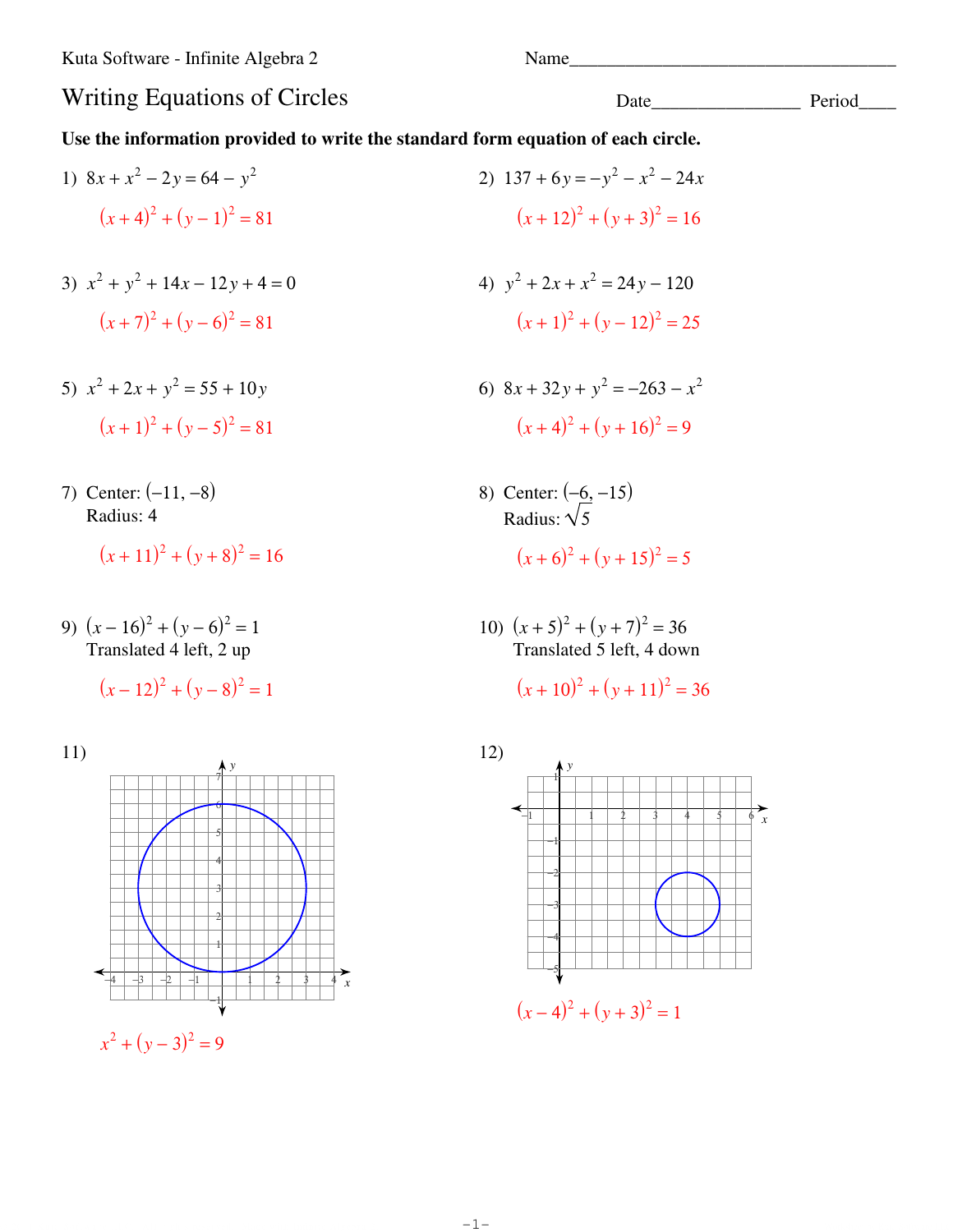Kuta Software - Infinite Algebra 2

Name\_\_\_\_\_\_\_\_\_\_\_\_\_\_\_\_\_\_\_\_\_\_\_\_\_\_\_\_\_\_\_\_\_\_\_

# Writing Equations of Circles

Date\_\_\_\_\_\_\_\_\_\_\_\_\_\_\_\_ Period\_\_\_\_

**Use the information provided to write the standard form equation of each circle.**

1) $8x + x^2 - 2y = 64 - y^2$

$(x + 4)^2 + (y - 1)^2 = 81$

2) $137 + 6y = -y^2 - x^2 - 24x$

$(x + 12)^2 + (y + 3)^2 = 16$

3) $x^2 + y^2 + 14x - 12y + 4 = 0$

$(x + 7)^2 + (y - 6)^2 = 81$

4) $y^2 + 2x + x^2 = 24y - 120$

$(x + 1)^2 + (y - 12)^2 = 25$

5) $x^2 + 2x + y^2 = 55 + 10y$

$(x + 1)^2 + (y - 5)^2 = 81$

6) $8x + 32y + y^2 = -263 - x^2$

$(x + 4)^2 + (y + 16)^2 = 9$

7) Center: $(-11, -8)$
Radius: 4

$(x + 11)^2 + (y + 8)^2 = 16$

8) Center: $(-6, -15)$
Radius: $\sqrt{5}$

$(x + 6)^2 + (y + 15)^2 = 5$

9) $(x - 16)^2 + (y - 6)^2 = 1$
Translated 4 left, 2 up

$(x - 12)^2 + (y - 8)^2 = 1$

10) $(x + 5)^2 + (y + 7)^2 = 36$
Translated 5 left, 4 down

$(x + 10)^2 + (y + 11)^2 = 36$

11)

$x^2 + (y - 3)^2 = 9$

12)

$(x - 4)^2 + (y + 3)^2 = 1$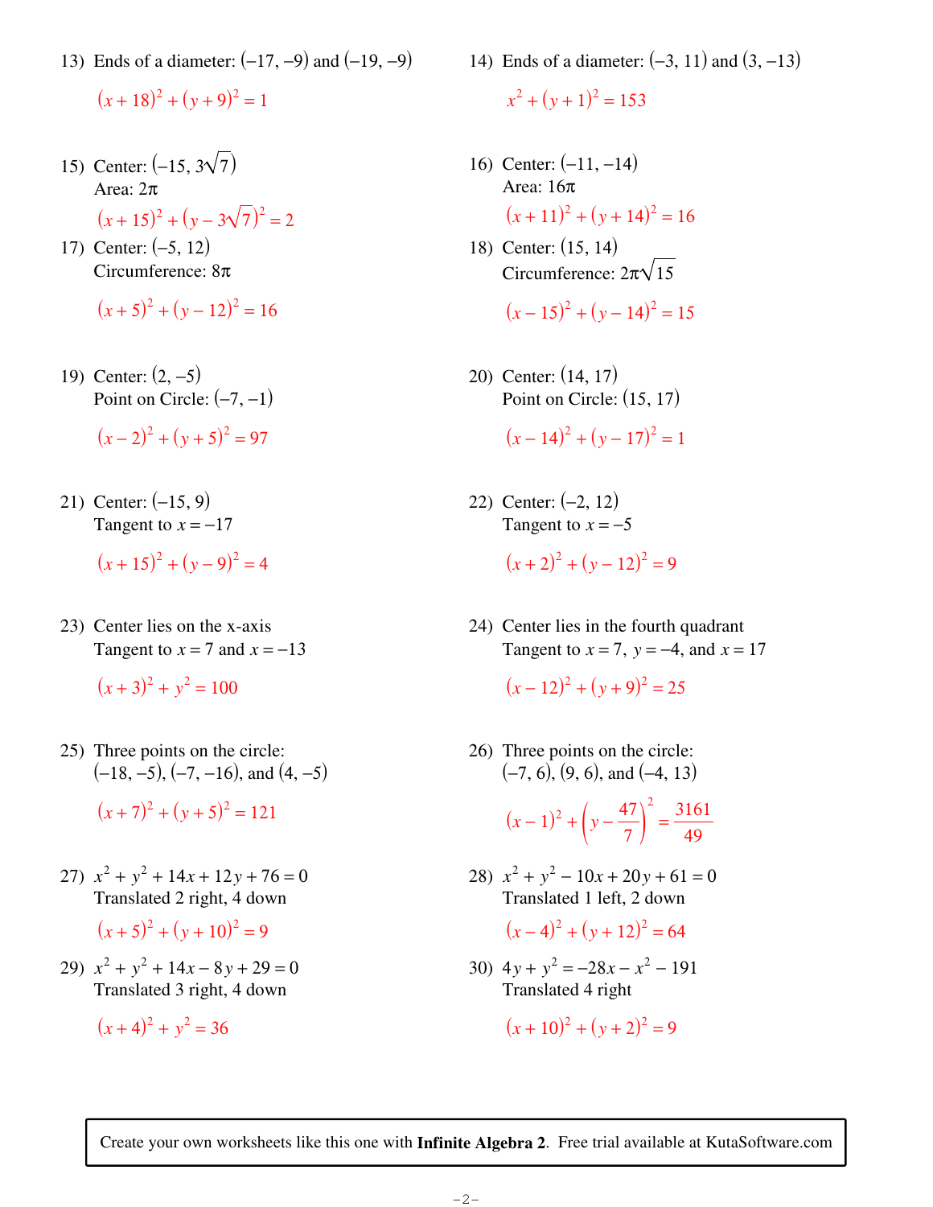13) Ends of a diameter: $(-17, -9)$ and $(-19, -9)$

$(x+18)^2 + (y+9)^2 = 1$

14) Ends of a diameter: $(-3, 11)$ and $(3, -13)$

$x^2 + (y+1)^2 = 153$

15) Center: $(-15, 3\sqrt{7})$
Area: $2\pi$

$(x+15)^2 + (y-3\sqrt{7})^2 = 2$

16) Center: $(-11, -14)$
Area: $16\pi$

$(x+11)^2 + (y+14)^2 = 16$

17) Center: $(-5, 12)$
Circumference: $8\pi$

$(x+5)^2 + (y-12)^2 = 16$

18) Center: $(15, 14)$
Circumference: $2\pi\sqrt{15}$

$(x-15)^2 + (y-14)^2 = 15$

19) Center: $(2, -5)$
Point on Circle: $(-7, -1)$

$(x-2)^2 + (y+5)^2 = 97$

20) Center: $(14, 17)$
Point on Circle: $(15, 17)$

$(x-14)^2 + (y-17)^2 = 1$

21) Center: $(-15, 9)$
Tangent to $x = -17$

$(x+15)^2 + (y-9)^2 = 4$

22) Center: $(-2, 12)$
Tangent to $x = -5$

$(x+2)^2 + (y-12)^2 = 9$

23) Center lies on the x-axis
Tangent to $x = 7$ and $x = -13$

$(x+3)^2 + y^2 = 100$

24) Center lies in the fourth quadrant
Tangent to $x = 7$, $y = -4$, and $x = 17$

$(x-12)^2 + (y+9)^2 = 25$

25) Three points on the circle:
$(-18, -5)$, $(-7, -16)$, and $(4, -5)$

$(x+7)^2 + (y+5)^2 = 121$

26) Three points on the circle:
$(-7, 6)$, $(9, 6)$, and $(-4, 13)$

$$(x-1)^2 + \left(y - \frac{47}{7}\right)^2 = \frac{3161}{49}$$

27) $x^2 + y^2 + 14x + 12y + 76 = 0$
Translated 2 right, 4 down

$(x+5)^2 + (y+10)^2 = 9$

28) $x^2 + y^2 - 10x + 20y + 61 = 0$
Translated 1 left, 2 down

$(x-4)^2 + (y+12)^2 = 64$

29) $x^2 + y^2 + 14x - 8y + 29 = 0$
Translated 3 right, 4 down

$(x+4)^2 + y^2 = 36$

30) $4y + y^2 = -28x - x^2 - 191$
Translated 4 right

$(x+10)^2 + (y+2)^2 = 9$

Create your own worksheets like this one with **Infinite Algebra 2**. Free trial available at KutaSoftware.com